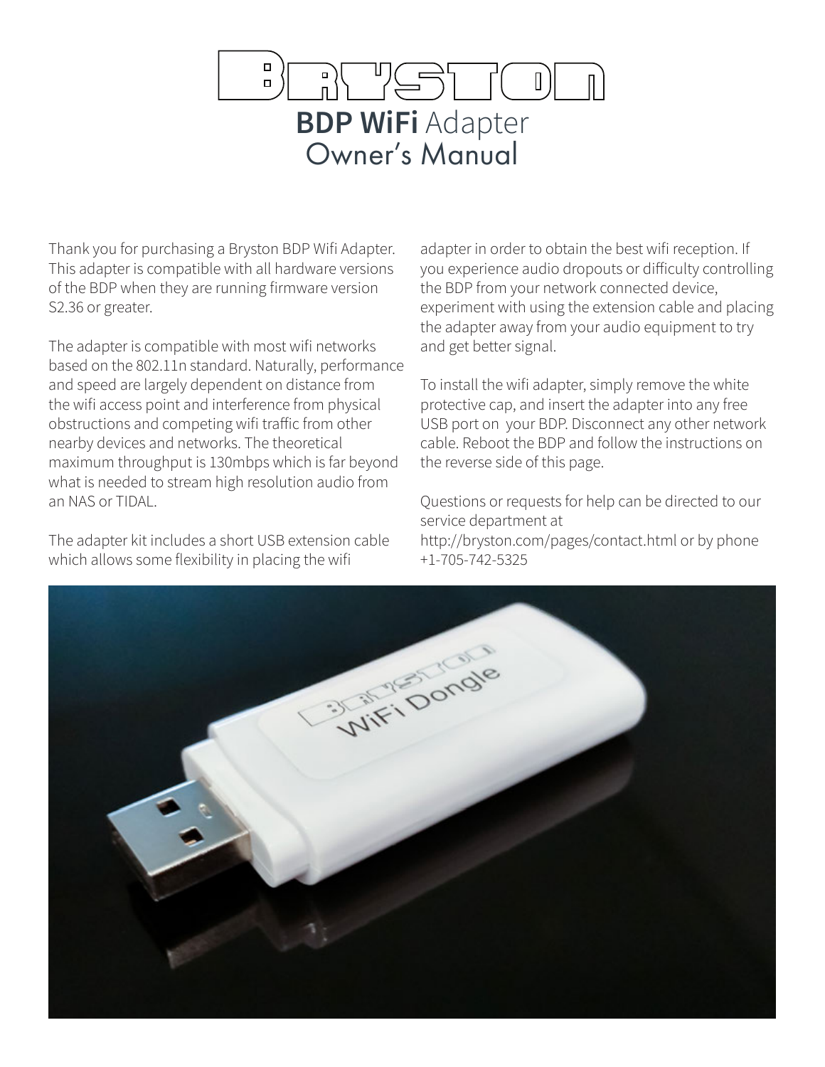# Bryston

## BDP WiFi Adapter Owner's Manual

Thank you for purchasing a Bryston BDP Wifi Adapter. This adapter is compatible with all hardware versions of the BDP when they are running firmware version S2.36 or greater.

The adapter is compatible with most wifi networks based on the 802.11n standard. Naturally, performance and speed are largely dependent on distance from the wifi access point and interference from physical obstructions and competing wifi traffic from other nearby devices and networks. The theoretical maximum throughput is 130mbps which is far beyond what is needed to stream high resolution audio from an NAS or TIDAL.

The adapter kit includes a short USB extension cable which allows some flexibility in placing the wifi adapter in order to obtain the best wifi reception. If you experience audio dropouts or difficulty controlling the BDP from your network connected device, experiment with using the extension cable and placing the adapter away from your audio equipment to try and get better signal.

To install the wifi adapter, simply remove the white protective cap, and insert the adapter into any free USB port on your BDP. Disconnect any other network cable. Reboot the BDP and follow the instructions on the reverse side of this page.

Questions or requests for help can be directed to our service department at http://bryston.com/pages/contact.html or by phone +1-705-742-5325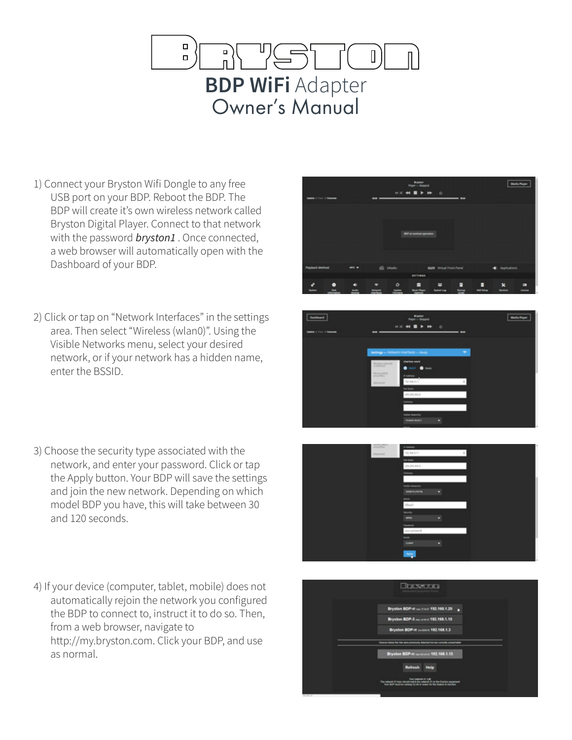# Bryston

## BDP WiFi Adapter Owner's Manual

1) Connect your Bryston Wifi Dongle to any free USB port on your BDP. Reboot the BDP. The BDP will create it's own wireless network called Bryston Digital Player. Connect to that network with the password ***bryston1*** . Once connected, a web browser will automatically open with the Dashboard of your BDP.

2) Click or tap on "Network Interfaces" in the settings area. Then select "Wireless (wlan0)". Using the Visible Networks menu, select your desired network, or if your network has a hidden name, enter the BSSID.

3) Choose the security type associated with the network, and enter your password. Click or tap the Apply button. Your BDP will save the settings and join the new network. Depending on which model BDP you have, this will take between 30 and 120 seconds.

4) If your device (computer, tablet, mobile) does not automatically rejoin the network you configured the BDP to connect to, instruct it to do so. Then, from a web browser, navigate to http://my.bryston.com. Click your BDP, and use as normal.